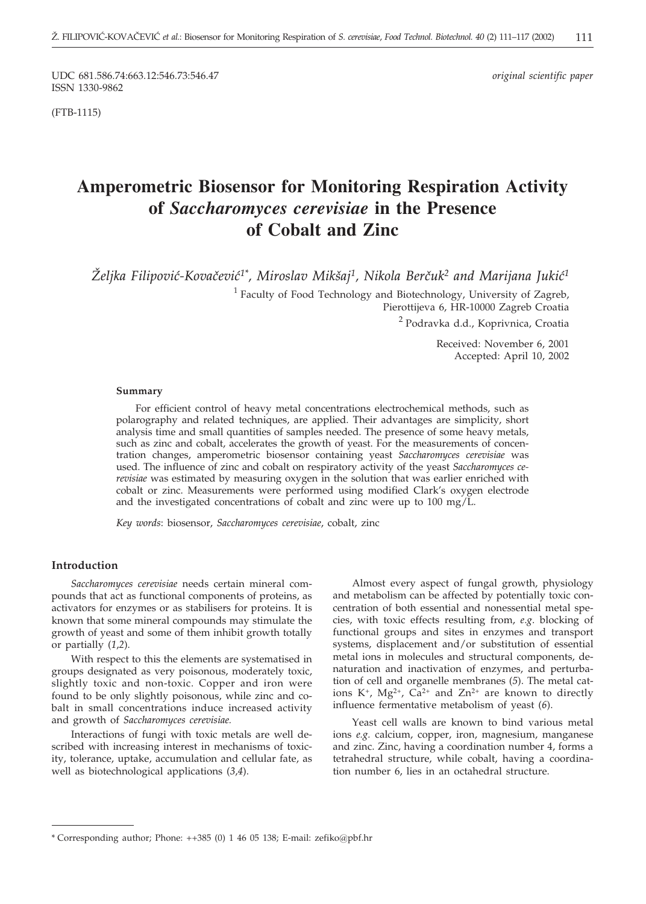UDC 681.586.74:663.12:546.73:546.47 *original scientific paper*
ISSN 1330-9862

(FTB-1115)

# Amperometric Biosensor for Monitoring Respiration Activity of *Saccharomyces cerevisiae* in the Presence of Cobalt and Zinc

*Željka Filipović-Kovačević[1*], Miroslav Mikšaj[1], Nikola Berčuk[2] and Marijana Jukić[1]*

[1] Faculty of Food Technology and Biotechnology, University of Zagreb, Pierottijeva 6, HR-10000 Zagreb Croatia

[2] Podravka d.d., Koprivnica, Croatia

Received: November 6, 2001
Accepted: April 10, 2002

#### Summary

For efficient control of heavy metal concentrations electrochemical methods, such as polarography and related techniques, are applied. Their advantages are simplicity, short analysis time and small quantities of samples needed. The presence of some heavy metals, such as zinc and cobalt, accelerates the growth of yeast. For the measurements of concentration changes, amperometric biosensor containing yeast *Saccharomyces cerevisiae* was used. The influence of zinc and cobalt on respiratory activity of the yeast *Saccharomyces cerevisiae* was estimated by measuring oxygen in the solution that was earlier enriched with cobalt or zinc. Measurements were performed using modified Clark's oxygen electrode and the investigated concentrations of cobalt and zinc were up to 100 mg/L.

*Key words*: biosensor, *Saccharomyces cerevisiae*, cobalt, zinc

## Introduction

*Saccharomyces cerevisiae* needs certain mineral compounds that act as functional components of proteins, as activators for enzymes or as stabilisers for proteins. It is known that some mineral compounds may stimulate the growth of yeast and some of them inhibit growth totally or partially (*1,2*).

With respect to this the elements are systematised in groups designated as very poisonous, moderately toxic, slightly toxic and non-toxic. Copper and iron were found to be only slightly poisonous, while zinc and cobalt in small concentrations induce increased activity and growth of *Saccharomyces cerevisiae.*

Interactions of fungi with toxic metals are well described with increasing interest in mechanisms of toxicity, tolerance, uptake, accumulation and cellular fate, as well as biotechnological applications (*3,4*).

Almost every aspect of fungal growth, physiology and metabolism can be affected by potentially toxic concentration of both essential and nonessential metal species, with toxic effects resulting from, *e.g.* blocking of functional groups and sites in enzymes and transport systems, displacement and/or substitution of essential metal ions in molecules and structural components, denaturation and inactivation of enzymes, and perturbation of cell and organelle membranes (*5*). The metal cations $K^+$, $Mg^{2+}$, $Ca^{2+}$ and $Zn^{2+}$ are known to directly influence fermentative metabolism of yeast (*6*).

Yeast cell walls are known to bind various metal ions *e.g.* calcium, copper, iron, magnesium, manganese and zinc. Zinc, having a coordination number 4, forms a tetrahedral structure, while cobalt, having a coordination number 6, lies in an octahedral structure.

* Corresponding author; Phone: ++385 (0) 1 46 05 138; E-mail: zefiko@pbf.hr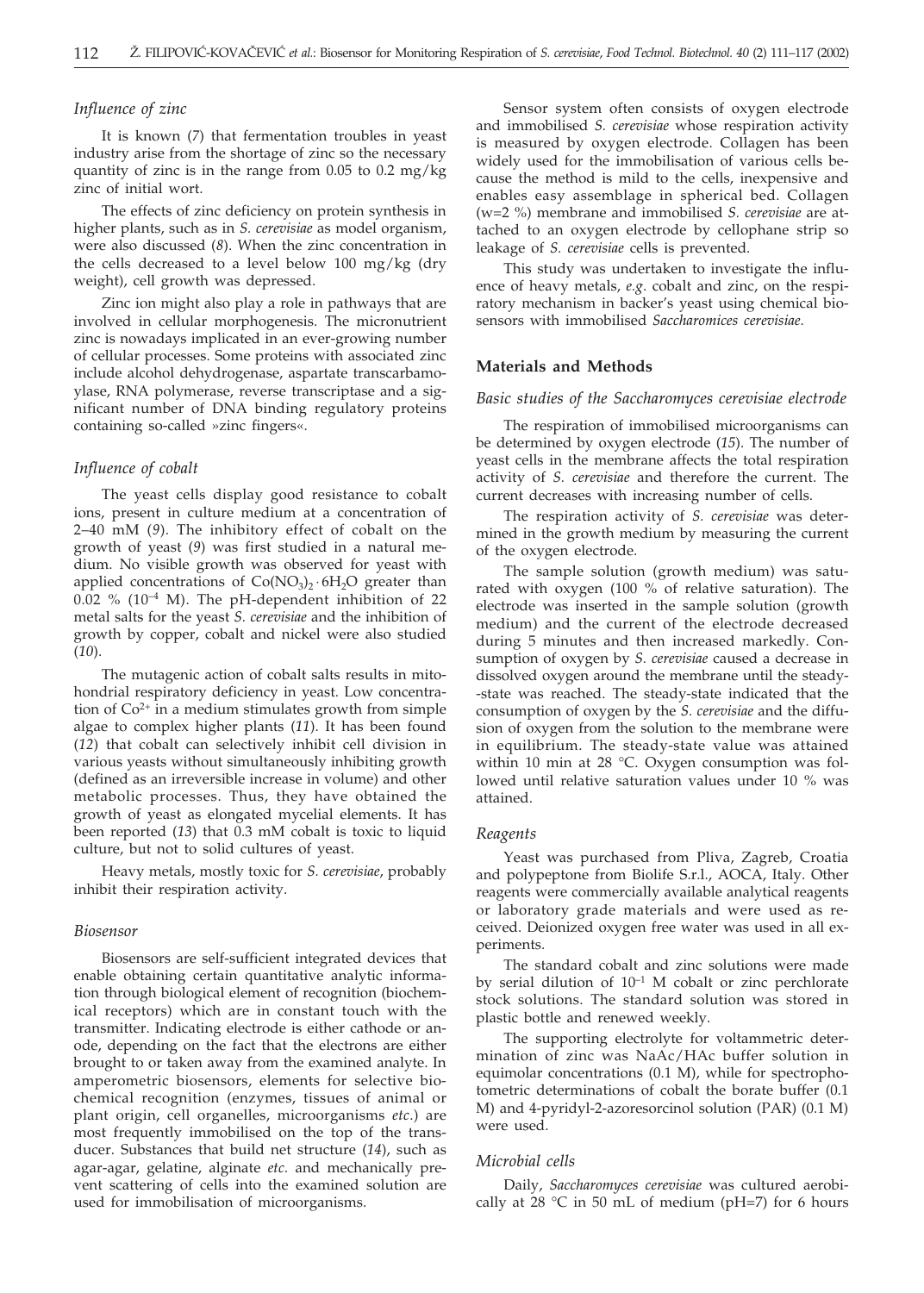### *Influence of zinc*

It is known (*7*) that fermentation troubles in yeast industry arise from the shortage of zinc so the necessary quantity of zinc is in the range from 0.05 to 0.2 mg/kg zinc of initial wort.

The effects of zinc deficiency on protein synthesis in higher plants, such as in *S. cerevisiae* as model organism, were also discussed (*8*). When the zinc concentration in the cells decreased to a level below 100 mg/kg (dry weight), cell growth was depressed.

Zinc ion might also play a role in pathways that are involved in cellular morphogenesis. The micronutrient zinc is nowadays implicated in an ever-growing number of cellular processes. Some proteins with associated zinc include alcohol dehydrogenase, aspartate transcarbamoylase, RNA polymerase, reverse transcriptase and a significant number of DNA binding regulatory proteins containing so-called »zinc fingers«.

### *Influence of cobalt*

The yeast cells display good resistance to cobalt ions, present in culture medium at a concentration of 2–40 mM (*9*). The inhibitory effect of cobalt on the growth of yeast (*9*) was first studied in a natural medium. No visible growth was observed for yeast with applied concentrations of $Co(NO_3)_2 \cdot 6H_2O$ greater than 0.02 % ($10^{-4}$ M). The pH-dependent inhibition of 22 metal salts for the yeast *S. cerevisiae* and the inhibition of growth by copper, cobalt and nickel were also studied (*10*).

The mutagenic action of cobalt salts results in mitohondrial respiratory deficiency in yeast. Low concentration of $Co^{2+}$ in a medium stimulates growth from simple algae to complex higher plants (*11*). It has been found (*12*) that cobalt can selectively inhibit cell division in various yeasts without simultaneously inhibiting growth (defined as an irreversible increase in volume) and other metabolic processes. Thus, they have obtained the growth of yeast as elongated mycelial elements. It has been reported (*13*) that 0.3 mM cobalt is toxic to liquid culture, but not to solid cultures of yeast.

Heavy metals, mostly toxic for *S. cerevisiae*, probably inhibit their respiration activity.

### *Biosensor*

Biosensors are self-sufficient integrated devices that enable obtaining certain quantitative analytic information through biological element of recognition (biochemical receptors) which are in constant touch with the transmitter. Indicating electrode is either cathode or anode, depending on the fact that the electrons are either brought to or taken away from the examined analyte. In amperometric biosensors, elements for selective biochemical recognition (enzymes, tissues of animal or plant origin, cell organelles, microorganisms *etc.*) are most frequently immobilised on the top of the transducer. Substances that build net structure (*14*), such as agar-agar, gelatine, alginate *etc.* and mechanically prevent scattering of cells into the examined solution are used for immobilisation of microorganisms.

Sensor system often consists of oxygen electrode and immobilised *S. cerevisiae* whose respiration activity is measured by oxygen electrode. Collagen has been widely used for the immobilisation of various cells because the method is mild to the cells, inexpensive and enables easy assemblage in spherical bed. Collagen (w=2 %) membrane and immobilised *S. cerevisiae* are attached to an oxygen electrode by cellophane strip so leakage of *S. cerevisiae* cells is prevented.

This study was undertaken to investigate the influence of heavy metals, *e.g.* cobalt and zinc, on the respiratory mechanism in backer's yeast using chemical biosensors with immobilised *Saccharomices cerevisiae.*

## Materials and Methods

### *Basic studies of the Saccharomyces cerevisiae electrode*

The respiration of immobilised microorganisms can be determined by oxygen electrode (*15*). The number of yeast cells in the membrane affects the total respiration activity of *S. cerevisiae* and therefore the current. The current decreases with increasing number of cells.

The respiration activity of *S. cerevisiae* was determined in the growth medium by measuring the current of the oxygen electrode.

The sample solution (growth medium) was saturated with oxygen (100 % of relative saturation). The electrode was inserted in the sample solution (growth medium) and the current of the electrode decreased during 5 minutes and then increased markedly. Consumption of oxygen by *S. cerevisiae* caused a decrease in dissolved oxygen around the membrane until the steady-state was reached. The steady-state indicated that the consumption of oxygen by the *S. cerevisiae* and the diffusion of oxygen from the solution to the membrane were in equilibrium. The steady-state value was attained within 10 min at 28 °C. Oxygen consumption was followed until relative saturation values under 10 % was attained.

### *Reagents*

Yeast was purchased from Pliva, Zagreb, Croatia and polypeptone from Biolife S.r.l., AOCA, Italy. Other reagents were commercially available analytical reagents or laboratory grade materials and were used as received. Deionized oxygen free water was used in all experiments.

The standard cobalt and zinc solutions were made by serial dilution of $10^{-1}$ M cobalt or zinc perchlorate stock solutions. The standard solution was stored in plastic bottle and renewed weekly.

The supporting electrolyte for voltammetric determination of zinc was NaAc/HAc buffer solution in equimolar concentrations (0.1 M), while for spectrophotometric determinations of cobalt the borate buffer (0.1 M) and 4-pyridyl-2-azoresorcinol solution (PAR) (0.1 M) were used.

### *Microbial cells*

Daily, *Saccharomyces cerevisiae* was cultured aerobically at 28 °C in 50 mL of medium (pH=7) for 6 hours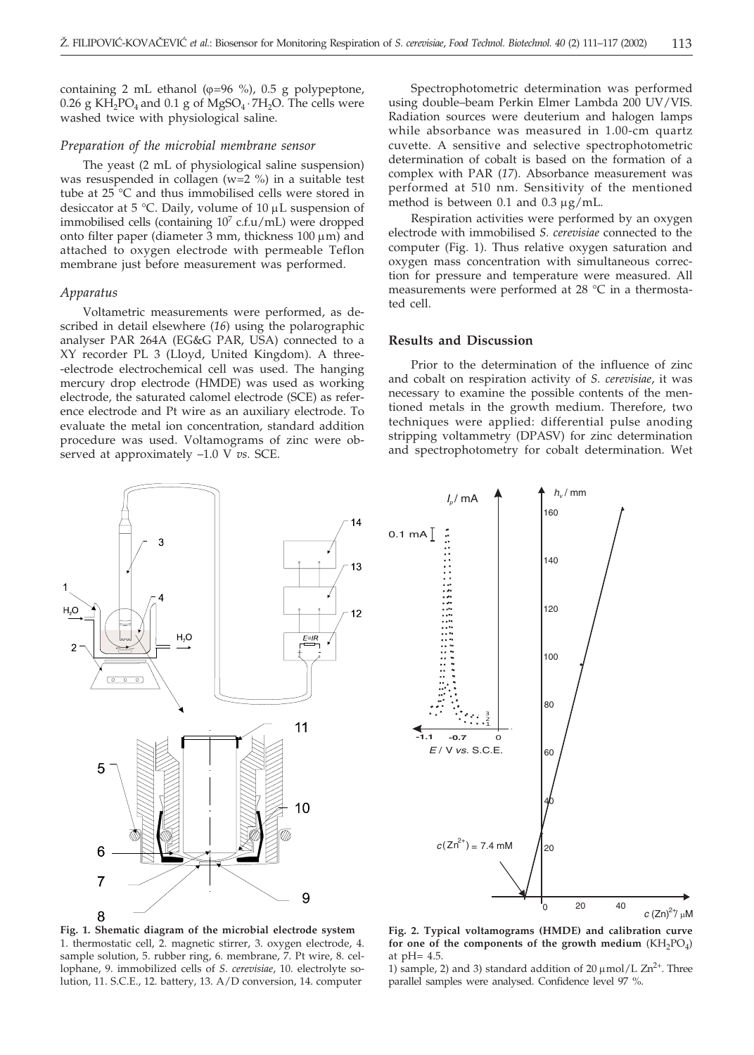containing 2 mL ethanol (φ=96 %), 0.5 g polypeptone, 0.26 g $KH_2PO_4$ and 0.1 g of $MgSO_4 \cdot 7H_2O$. The cells were washed twice with physiological saline.

### *Preparation of the microbial membrane sensor*

The yeast (2 mL of physiological saline suspension) was resuspended in collagen (w=2 %) in a suitable test tube at 25 °C and thus immobilised cells were stored in desiccator at 5 °C. Daily, volume of 10 μL suspension of immobilised cells (containing $10^7$ c.f.u/mL) were dropped onto filter paper (diameter 3 mm, thickness 100 μm) and attached to oxygen electrode with permeable Teflon membrane just before measurement was performed.

### *Apparatus*

Voltametric measurements were performed, as described in detail elsewhere (*16*) using the polarographic analyser PAR 264A (EG&G PAR, USA) connected to a XY recorder PL 3 (Lloyd, United Kingdom). A three-electrode electrochemical cell was used. The hanging mercury drop electrode (HMDE) was used as working electrode, the saturated calomel electrode (SCE) as reference electrode and Pt wire as an auxiliary electrode. To evaluate the metal ion concentration, standard addition procedure was used. Voltamograms of zinc were observed at approximately –1.0 V *vs*. SCE.

Spectrophotometric determination was performed using double–beam Perkin Elmer Lambda 200 UV/VIS. Radiation sources were deuterium and halogen lamps while absorbance was measured in 1.00-cm quartz cuvette. A sensitive and selective spectrophotometric determination of cobalt is based on the formation of a complex with PAR (*17*). Absorbance measurement was performed at 510 nm. Sensitivity of the mentioned method is between 0.1 and 0.3 μg/mL.

Respiration activities were performed by an oxygen electrode with immobilised *S. cerevisiae* connected to the computer (Fig. 1). Thus relative oxygen saturation and oxygen mass concentration with simultaneous correction for pressure and temperature were measured. All measurements were performed at 28 °C in a thermostated cell.

## Results and Discussion

Prior to the determination of the influence of zinc and cobalt on respiration activity of *S. cerevisiae*, it was necessary to examine the possible contents of the mentioned metals in the growth medium. Therefore, two techniques were applied: differential pulse anoding stripping voltammetry (DPASV) for zinc determination and spectrophotometry for cobalt determination. Wet

**Fig. 1. Shematic diagram of the microbial electrode system**
1. thermostatic cell, 2. magnetic stirrer, 3. oxygen electrode, 4. sample solution, 5. rubber ring, 6. membrane, 7. Pt wire, 8. cellophane, 9. immobilized cells of *S. cerevisiae*, 10. electrolyte solution, 11. S.C.E., 12. battery, 13. A/D conversion, 14. computer

**Fig. 2. Typical voltamograms (HMDE) and calibration curve for one of the components of the growth medium** ($KH_2PO_4$) at pH= 4.5.
1) sample, 2) and 3) standard addition of 20 μmol/L $Zn^{2+}$. Three parallel samples were analysed. Confidence level 97 %.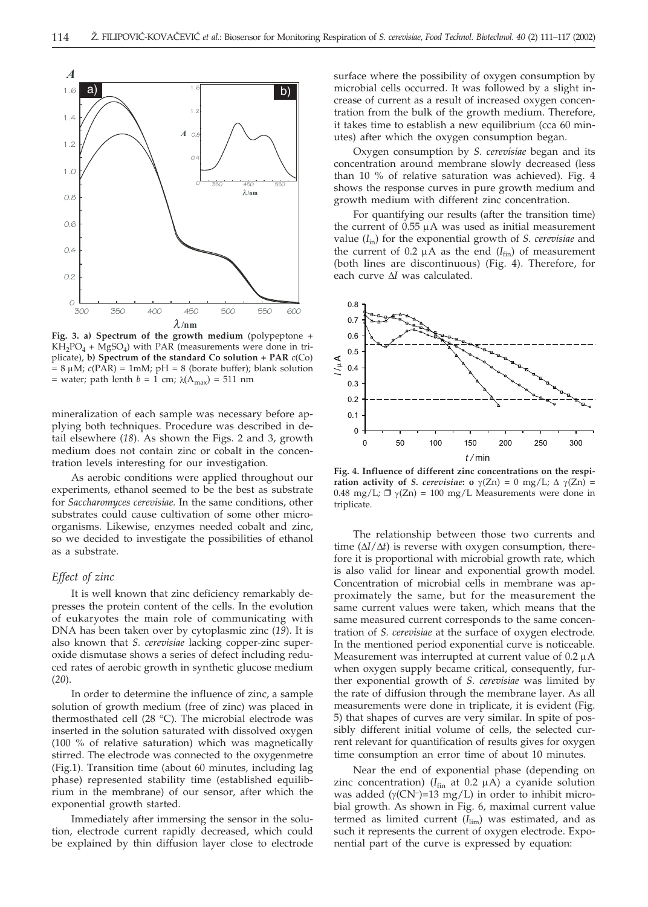**Fig. 3. a) Spectrum of the growth medium** (polypeptone + $KH_2PO_4$ + $MgSO_4$) with PAR (measurements were done in triplicate), **b) Spectrum of the standard Co solution + PAR** $c$(Co) = 8 μM; $c$(PAR) = 1mM; pH = 8 (borate buffer); blank solution = water; path lenth $b$ = 1 cm; $\lambda(A_{max})$ = 511 nm

mineralization of each sample was necessary before applying both techniques. Procedure was described in detail elsewhere (*18*). As shown the Figs. 2 and 3, growth medium does not contain zinc or cobalt in the concentration levels interesting for our investigation.

As aerobic conditions were applied throughout our experiments, ethanol seemed to be the best as substrate for *Saccharomyces cerevisiae.* In the same conditions, other substrates could cause cultivation of some other microorganisms. Likewise, enzymes needed cobalt and zinc, so we decided to investigate the possibilities of ethanol as a substrate.

### *Effect of zinc*

It is well known that zinc deficiency remarkably depresses the protein content of the cells. In the evolution of eukaryotes the main role of communicating with DNA has been taken over by cytoplasmic zinc (*19*). It is also known that *S. cerevisiae* lacking copper-zinc superoxide dismutase shows a series of defect including reduced rates of aerobic growth in synthetic glucose medium (*20*).

In order to determine the influence of zinc, a sample solution of growth medium (free of zinc) was placed in thermosthated cell (28 °C). The microbial electrode was inserted in the solution saturated with dissolved oxygen (100 % of relative saturation) which was magnetically stirred. The electrode was connected to the oxygenmetre (Fig.1). Transition time (about 60 minutes, including lag phase) represented stability time (established equilibrium in the membrane) of our sensor, after which the exponential growth started.

Immediately after immersing the sensor in the solution, electrode current rapidly decreased, which could be explained by thin diffusion layer close to electrode surface where the possibility of oxygen consumption by microbial cells occurred. It was followed by a slight increase of current as a result of increased oxygen concentration from the bulk of the growth medium. Therefore, it takes time to establish a new equilibrium (cca 60 minutes) after which the oxygen consumption began.

Oxygen consumption by *S. cerevisiae* began and its concentration around membrane slowly decreased (less than 10 % of relative saturation was achieved). Fig. 4 shows the response curves in pure growth medium and growth medium with different zinc concentration.

For quantifying our results (after the transition time) the current of 0.55 μA was used as initial measurement value ($I_{in}$) for the exponential growth of *S. cerevisiae* and the current of 0.2 μA as the end ($I_{fin}$) of measurement (both lines are discontinuous) (Fig. 4). Therefore, for each curve $\Delta I$ was calculated.

**Fig. 4. Influence of different zinc concentrations on the respiration activity of *S. cerevisiae*: o** $\gamma$(Zn) = 0 mg/L; Δ $\gamma$(Zn) = 0.48 mg/L; □ $\gamma$(Zn) = 100 mg/L Measurements were done in triplicate.

The relationship between those two currents and time ($\Delta I/\Delta t$) is reverse with oxygen consumption, therefore it is proportional with microbial growth rate, which is also valid for linear and exponential growth model. Concentration of microbial cells in membrane was approximately the same, but for the measurement the same current values were taken, which means that the same measured current corresponds to the same concentration of *S. cerevisiae* at the surface of oxygen electrode. In the mentioned period exponential curve is noticeable. Measurement was interrupted at current value of 0.2 μA when oxygen supply became critical, consequently, further exponential growth of *S. cerevisiae* was limited by the rate of diffusion through the membrane layer. As all measurements were done in triplicate, it is evident (Fig. 5) that shapes of curves are very similar. In spite of possibly different initial volume of cells, the selected current relevant for quantification of results gives for oxygen time consumption an error time of about 10 minutes.

Near the end of exponential phase (depending on zinc concentration) ($I_{fin}$ at 0.2 μA) a cyanide solution was added ($\gamma(CN^-)$=13 mg/L) in order to inhibit microbial growth. As shown in Fig. 6, maximal current value termed as limited current ($I_{lim}$) was estimated, and as such it represents the current of oxygen electrode. Exponential part of the curve is expressed by equation: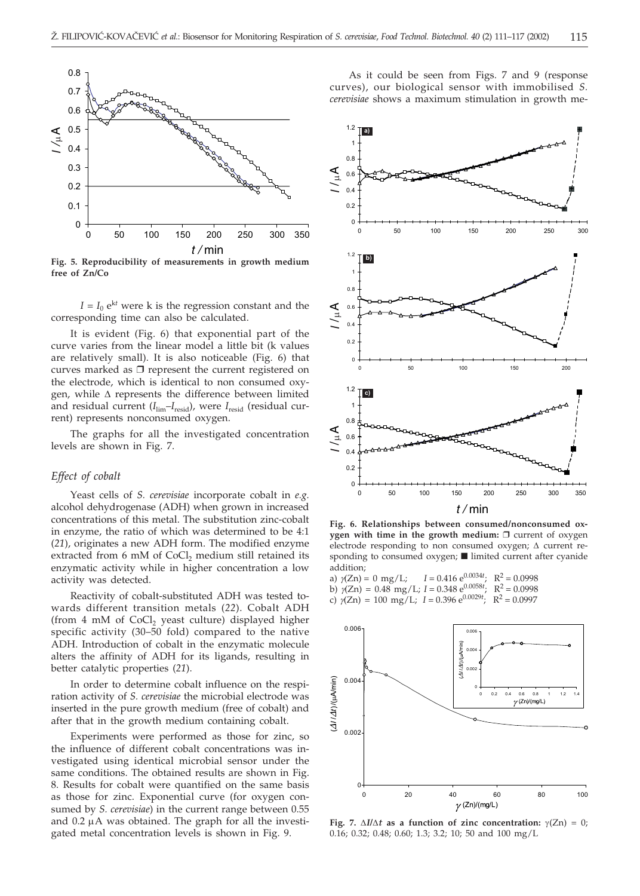Fig. 5. Reproducibility of measurements in growth medium free of Zn/Co

$I = I_0\ e^{kt}$ were k is the regression constant and the corresponding time can also be calculated.

It is evident (Fig. 6) that exponential part of the curve varies from the linear model a little bit (k values are relatively small). It is also noticeable (Fig. 6) that curves marked as ❐ represent the current registered on the electrode, which is identical to non consumed oxygen, while Δ represents the difference between limited and residual current ($I_{lim}$–$I_{resid}$), were $I_{resid}$ (residual current) represents nonconsumed oxygen.

The graphs for all the investigated concentration levels are shown in Fig. 7.

### *Effect of cobalt*

Yeast cells of *S. cerevisiae* incorporate cobalt in *e.g.* alcohol dehydrogenase (ADH) when grown in increased concentrations of this metal. The substitution zinc-cobalt in enzyme, the ratio of which was determined to be 4:1 (*21*), originates a new ADH form. The modified enzyme extracted from 6 mM of $CoCl_2$ medium still retained its enzymatic activity while in higher concentration a low activity was detected.

Reactivity of cobalt-substituted ADH was tested towards different transition metals (*22*). Cobalt ADH (from 4 mM of $CoCl_2$ yeast culture) displayed higher specific activity (30–50 fold) compared to the native ADH. Introduction of cobalt in the enzymatic molecule alters the affinity of ADH for its ligands, resulting in better catalytic properties (*21*).

In order to determine cobalt influence on the respiration activity of *S. cerevisiae* the microbial electrode was inserted in the pure growth medium (free of cobalt) and after that in the growth medium containing cobalt.

Experiments were performed as those for zinc, so the influence of different cobalt concentrations was investigated using identical microbial sensor under the same conditions. The obtained results are shown in Fig. 8. Results for cobalt were quantified on the same basis as those for zinc. Exponential curve (for oxygen consumed by *S. cerevisiae*) in the current range between 0.55 and 0.2 μA was obtained. The graph for all the investigated metal concentration levels is shown in Fig. 9.

As it could be seen from Figs. 7 and 9 (response curves), our biological sensor with immobilised *S. cerevisiae* shows a maximum stimulation in growth me-

**Fig. 6. Relationships between consumed/nonconsumed oxygen with time in the growth medium:** ❐ current of oxygen electrode responding to non consumed oxygen; Δ current responding to consumed oxygen; ■ limited current after cyanide addition;
a) $\gamma$(Zn) = 0 mg/L; $I = 0.416\ e^{0.0034t}$; $R^2 = 0.0998$
b) $\gamma$(Zn) = 0.48 mg/L; $I = 0.348\ e^{0.0058t}$; $R^2 = 0.0998$
c) $\gamma$(Zn) = 100 mg/L; $I = 0.396\ e^{0.0029t}$; $R^2 = 0.0997$

**Fig. 7. $\Delta I/\Delta t$ as a function of zinc concentration:** $\gamma$(Zn) = 0; 0.16; 0.32; 0.48; 0.60; 1.3; 3.2; 10; 50 and 100 mg/L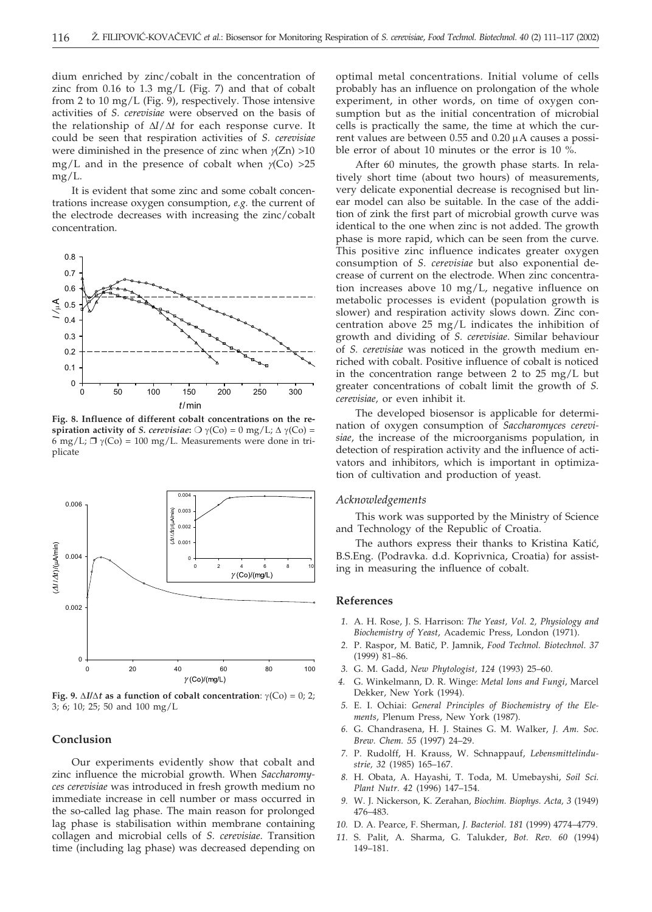dium enriched by zinc/cobalt in the concentration of zinc from 0.16 to 1.3 mg/L (Fig. 7) and that of cobalt from 2 to 10 mg/L (Fig. 9), respectively. Those intensive activities of *S. cerevisiae* were observed on the basis of the relationship of $\Delta I/\Delta t$ for each response curve. It could be seen that respiration activities of *S. cerevisiae* were diminished in the presence of zinc when $\gamma$(Zn) >10 mg/L and in the presence of cobalt when $\gamma$(Co) >25 mg/L.

It is evident that some zinc and some cobalt concentrations increase oxygen consumption, *e.g.* the current of the electrode decreases with increasing the zinc/cobalt concentration.

**Fig. 8. Influence of different cobalt concentrations on the respiration activity of *S. cerevisiae*:** ○ $\gamma$(Co) = 0 mg/L; Δ $\gamma$(Co) = 6 mg/L; □ $\gamma$(Co) = 100 mg/L. Measurements were done in triplicate

**Fig. 9. $\Delta I/\Delta t$ as a function of cobalt concentration**: $\gamma$(Co) = 0; 2; 3; 6; 10; 25; 50 and 100 mg/L

## Conclusion

Our experiments evidently show that cobalt and zinc influence the microbial growth. When *Saccharomyces cerevisiae* was introduced in fresh growth medium no immediate increase in cell number or mass occurred in the so-called lag phase. The main reason for prolonged lag phase is stabilisation within membrane containing collagen and microbial cells of *S. cerevisiae*. Transition time (including lag phase) was decreased depending on optimal metal concentrations. Initial volume of cells probably has an influence on prolongation of the whole experiment, in other words, on time of oxygen consumption but as the initial concentration of microbial cells is practically the same, the time at which the current values are between 0.55 and 0.20 µA causes a possible error of about 10 minutes or the error is 10 %.

After 60 minutes, the growth phase starts. In relatively short time (about two hours) of measurements, very delicate exponential decrease is recognised but linear model can also be suitable. In the case of the addition of zink the first part of microbial growth curve was identical to the one when zinc is not added. The growth phase is more rapid, which can be seen from the curve. This positive zinc influence indicates greater oxygen consumption of *S. cerevisiae* but also exponential decrease of current on the electrode. When zinc concentration increases above 10 mg/L, negative influence on metabolic processes is evident (population growth is slower) and respiration activity slows down. Zinc concentration above 25 mg/L indicates the inhibition of growth and dividing of *S. cerevisiae*. Similar behaviour of *S. cerevisiae* was noticed in the growth medium enriched with cobalt. Positive influence of cobalt is noticed in the concentration range between 2 to 25 mg/L but greater concentrations of cobalt limit the growth of *S. cerevisiae*, or even inhibit it.

The developed biosensor is applicable for determination of oxygen consumption of *Saccharomyces cerevisiae*, the increase of the microorganisms population, in detection of respiration activity and the influence of activators and inhibitors, which is important in optimization of cultivation and production of yeast.

### *Acknowledgements*

This work was supported by the Ministry of Science and Technology of the Republic of Croatia.

The authors express their thanks to Kristina Katić, B.S.Eng. (Podravka. d.d. Koprivnica, Croatia) for assisting in measuring the influence of cobalt.

## References

1. A. H. Rose, J. S. Harrison: *The Yeast, Vol. 2, Physiology and Biochemistry of Yeast*, Academic Press, London (1971).
2. P. Raspor, M. Batič, P. Jamnik, *Food Technol. Biotechnol. 37* (1999) 81–86.
3. G. M. Gadd, *New Phytologist, 124* (1993) 25–60.
4. G. Winkelmann, D. R. Winge: *Metal Ions and Fungi*, Marcel Dekker, New York (1994).
5. E. I. Ochiai: *General Principles of Biochemistry of the Elements*, Plenum Press, New York (1987).
6. G. Chandrasena, H. J. Staines G. M. Walker, *J. Am. Soc. Brew. Chem. 55* (1997) 24–29.
7. P. Rudolff, H. Krauss, W. Schnappauf, *Lebensmittelindustrie, 32* (1985) 165–167.
8. H. Obata, A. Hayashi, T. Toda, M. Umebayshi, *Soil Sci. Plant Nutr. 42* (1996) 147–154.
9. W. J. Nickerson, K. Zerahan, *Biochim. Biophys. Acta, 3* (1949) 476–483.
10. D. A. Pearce, F. Sherman, *J. Bacteriol. 181* (1999) 4774–4779.
11. S. Palit, A. Sharma, G. Talukder, *Bot. Rev. 60* (1994) 149–181.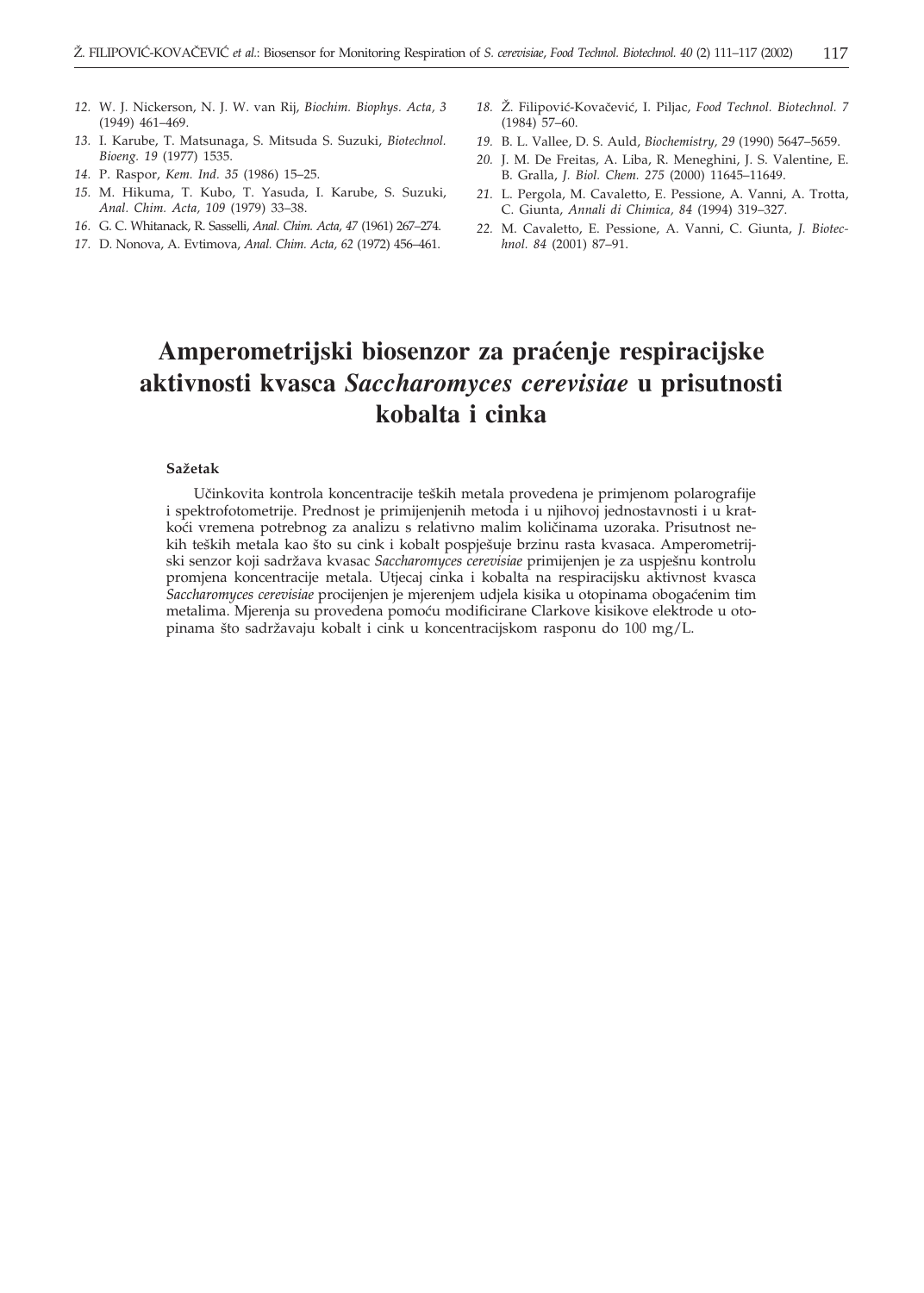12. W. J. Nickerson, N. J. W. van Rij, *Biochim. Biophys. Acta, 3* (1949) 461–469.
13. I. Karube, T. Matsunaga, S. Mitsuda S. Suzuki, *Biotechnol. Bioeng. 19* (1977) 1535.
14. P. Raspor, *Kem. Ind. 35* (1986) 15–25.
15. M. Hikuma, T. Kubo, T. Yasuda, I. Karube, S. Suzuki, *Anal. Chim. Acta, 109* (1979) 33–38.
16. G. C. Whitanack, R. Sasselli, *Anal. Chim. Acta, 47* (1961) 267–274.
17. D. Nonova, A. Evtimova, *Anal. Chim. Acta, 62* (1972) 456–461.
18. Ž. Filipović-Kovačević, I. Piljac, *Food Technol. Biotechnol. 7* (1984) 57–60.
19. B. L. Vallee, D. S. Auld, *Biochemistry, 29* (1990) 5647–5659.
20. J. M. De Freitas, A. Liba, R. Meneghini, J. S. Valentine, E. B. Gralla, *J. Biol. Chem. 275* (2000) 11645–11649.
21. L. Pergola, M. Cavaletto, E. Pessione, A. Vanni, A. Trotta, C. Giunta, *Annali di Chimica, 84* (1994) 319–327.
22. M. Cavaletto, E. Pessione, A. Vanni, C. Giunta, *J. Biotechnol. 84* (2001) 87–91.

# Amperometrijski biosenzor za praćenje respiracijske aktivnosti kvasca *Saccharomyces cerevisiae* u prisutnosti kobalta i cinka

### Sažetak

Učinkovita kontrola koncentracije teških metala provedena je primjenom polarografije i spektrofotometrije. Prednost je primijenjenih metoda i u njihovoj jednostavnosti i u kratkoći vremena potrebnog za analizu s relativno malim količinama uzoraka. Prisutnost nekih teških metala kao što su cink i kobalt pospješuje brzinu rasta kvasaca. Amperometrijski senzor koji sadržava kvasac *Saccharomyces cerevisiae* primijenjen je za uspješnu kontrolu promjena koncentracije metala. Utjecaj cinka i kobalta na respiracijsku aktivnost kvasca *Saccharomyces cerevisiae* procijenjen je mjerenjem udjela kisika u otopinama obogaćenim tim metalima. Mjerenja su provedena pomoću modificirane Clarkove kisikove elektrode u otopinama što sadržavaju kobalt i cink u koncentracijskom rasponu do 100 mg/L.